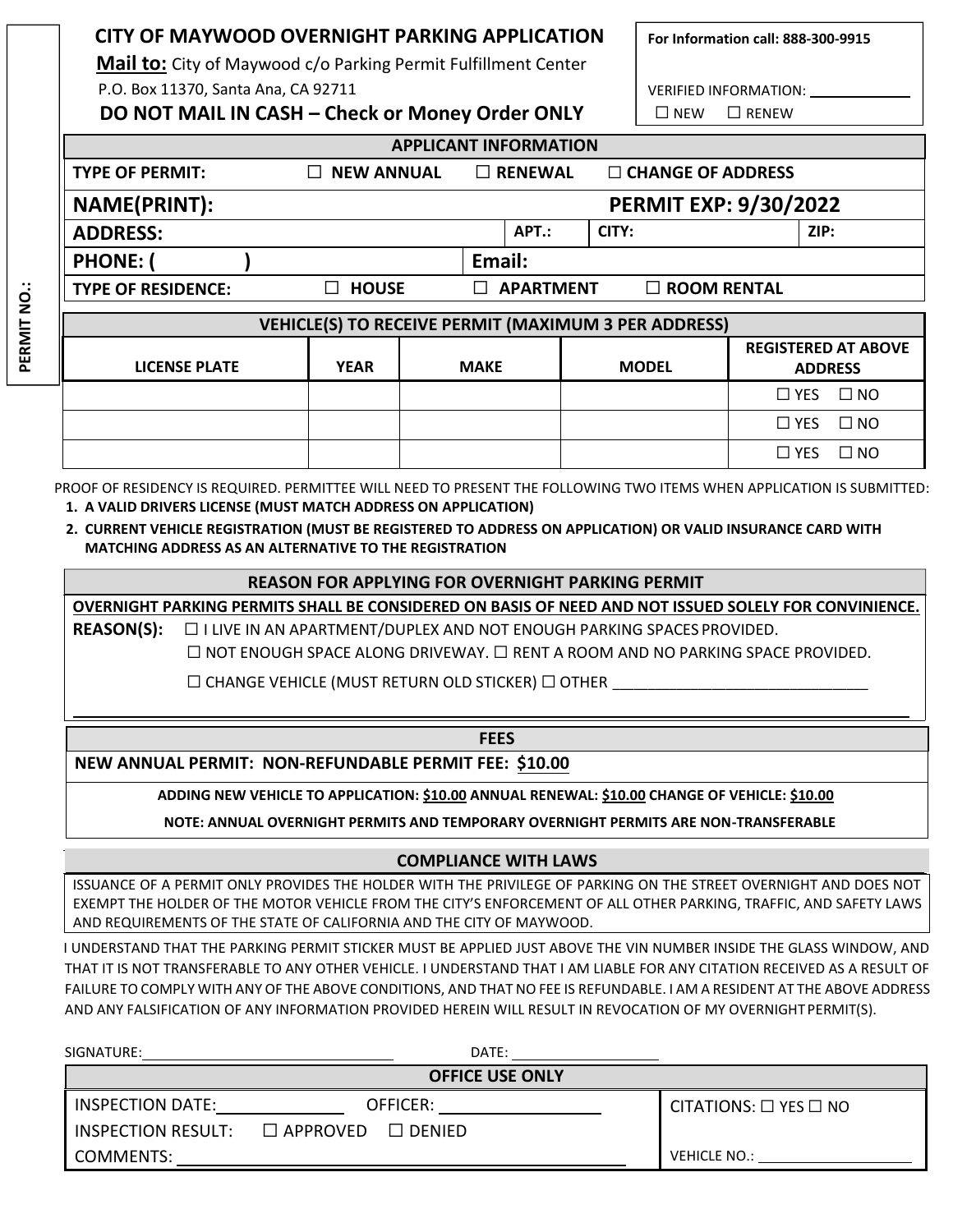# CITY OF MAYWOOD OVERNIGHT PARKING APPLICATION

**Mail to:** City of Maywood c/o Parking Permit Fulfillment Center
P.O. Box 11370, Santa Ana, CA 92711

**DO NOT MAIL IN CASH – Check or Money Order ONLY**

**For Information call: 888-300-9915**

VERIFIED INFORMATION: ____________

☐ NEW ☐ RENEW

PERMIT NO.:

## APPLICANT INFORMATION

| | | | | |
|---|---|---|---|---|
| **TYPE OF PERMIT:** | ☐ **NEW ANNUAL** | ☐ **RENEWAL** | ☐ **CHANGE OF ADDRESS** | |
| **NAME(PRINT):** | | | **PERMIT EXP: 9/30/2022** | |
| **ADDRESS:** | | **APT.:** | **CITY:** | **ZIP:** |
| **PHONE: (    )** | | **Email:** | | |
| **TYPE OF RESIDENCE:** | ☐ **HOUSE** | ☐ **APARTMENT** | ☐ **ROOM RENTAL** | |

## VEHICLE(S) TO RECEIVE PERMIT (MAXIMUM 3 PER ADDRESS)

| LICENSE PLATE | YEAR | MAKE | MODEL | REGISTERED AT ABOVE ADDRESS |
|---|---|---|---|---|
| | | | | ☐ YES ☐ NO |
| | | | | ☐ YES ☐ NO |
| | | | | ☐ YES ☐ NO |

PROOF OF RESIDENCY IS REQUIRED. PERMITTEE WILL NEED TO PRESENT THE FOLLOWING TWO ITEMS WHEN APPLICATION IS SUBMITTED:

1. **A VALID DRIVERS LICENSE (MUST MATCH ADDRESS ON APPLICATION)**
2. **CURRENT VEHICLE REGISTRATION (MUST BE REGISTERED TO ADDRESS ON APPLICATION) OR VALID INSURANCE CARD WITH MATCHING ADDRESS AS AN ALTERNATIVE TO THE REGISTRATION**

## REASON FOR APPLYING FOR OVERNIGHT PARKING PERMIT

**OVERNIGHT PARKING PERMITS SHALL BE CONSIDERED ON BASIS OF NEED AND NOT ISSUED SOLELY FOR CONVINIENCE.**

**REASON(S):** ☐ I LIVE IN AN APARTMENT/DUPLEX AND NOT ENOUGH PARKING SPACES PROVIDED.
☐ NOT ENOUGH SPACE ALONG DRIVEWAY. ☐ RENT A ROOM AND NO PARKING SPACE PROVIDED.
☐ CHANGE VEHICLE (MUST RETURN OLD STICKER) ☐ OTHER ______________________________

______________________________________________________________________________

## FEES

**NEW ANNUAL PERMIT: NON-REFUNDABLE PERMIT FEE: $10.00**

**ADDING NEW VEHICLE TO APPLICATION: $10.00 ANNUAL RENEWAL: $10.00 CHANGE OF VEHICLE: $10.00**

**NOTE: ANNUAL OVERNIGHT PERMITS AND TEMPORARY OVERNIGHT PERMITS ARE NON-TRANSFERABLE**

## COMPLIANCE WITH LAWS

ISSUANCE OF A PERMIT ONLY PROVIDES THE HOLDER WITH THE PRIVILEGE OF PARKING ON THE STREET OVERNIGHT AND DOES NOT EXEMPT THE HOLDER OF THE MOTOR VEHICLE FROM THE CITY'S ENFORCEMENT OF ALL OTHER PARKING, TRAFFIC, AND SAFETY LAWS AND REQUIREMENTS OF THE STATE OF CALIFORNIA AND THE CITY OF MAYWOOD.

I UNDERSTAND THAT THE PARKING PERMIT STICKER MUST BE APPLIED JUST ABOVE THE VIN NUMBER INSIDE THE GLASS WINDOW, AND THAT IT IS NOT TRANSFERABLE TO ANY OTHER VEHICLE. I UNDERSTAND THAT I AM LIABLE FOR ANY CITATION RECEIVED AS A RESULT OF FAILURE TO COMPLY WITH ANY OF THE ABOVE CONDITIONS, AND THAT NO FEE IS REFUNDABLE. I AM A RESIDENT AT THE ABOVE ADDRESS AND ANY FALSIFICATION OF ANY INFORMATION PROVIDED HEREIN WILL RESULT IN REVOCATION OF MY OVERNIGHT PERMIT(S).

SIGNATURE: ______________________ DATE: ______________

## OFFICE USE ONLY

| | |
|---|---|
| INSPECTION DATE: ____________ OFFICER: ______________ | CITATIONS: ☐ YES ☐ NO |
| INSPECTION RESULT: ☐ APPROVED ☐ DENIED | |
| COMMENTS: ______________________________ | VEHICLE NO.: ______________ |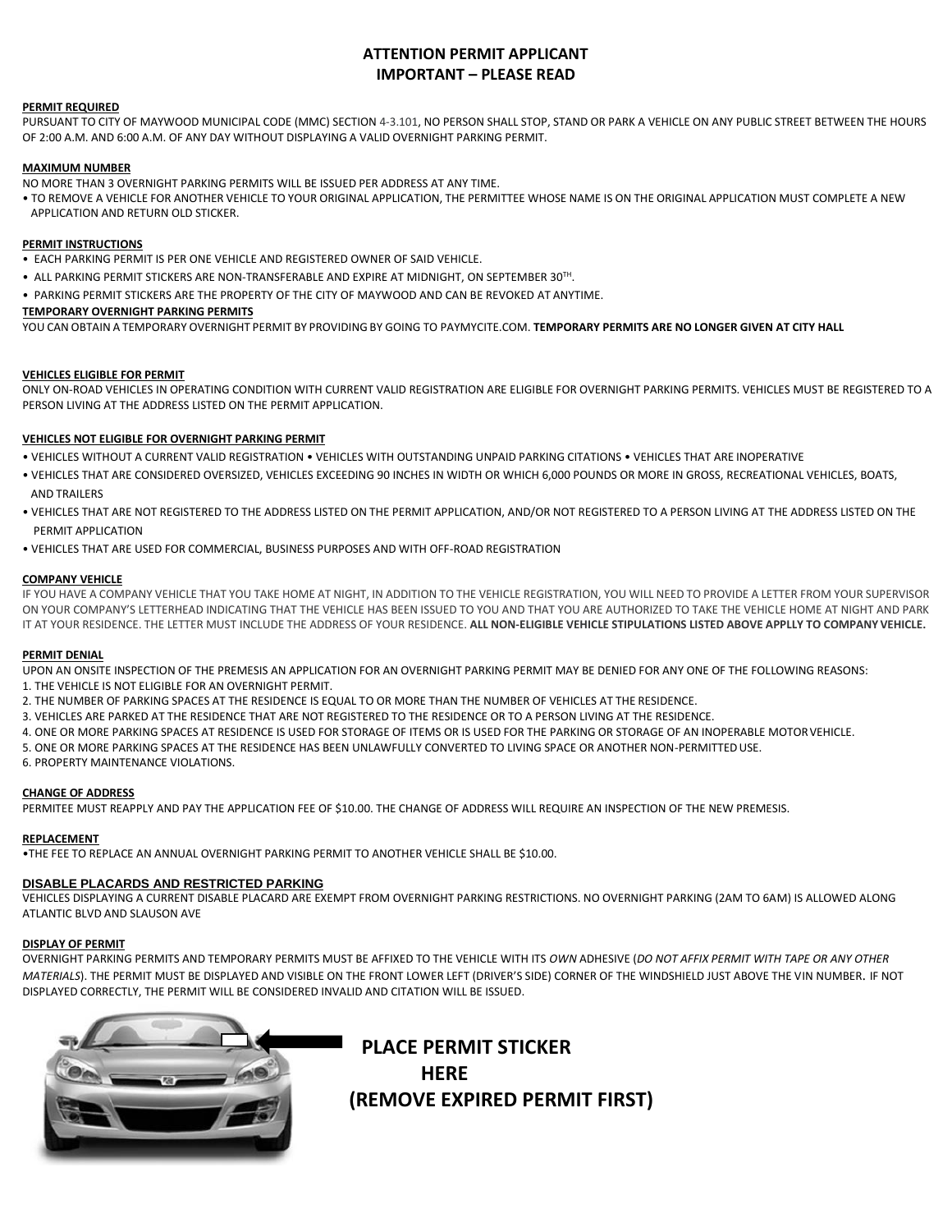# ATTENTION PERMIT APPLICANT
## IMPORTANT – PLEASE READ

**PERMIT REQUIRED**

PURSUANT TO CITY OF MAYWOOD MUNICIPAL CODE (MMC) SECTION 4-3.101, NO PERSON SHALL STOP, STAND OR PARK A VEHICLE ON ANY PUBLIC STREET BETWEEN THE HOURS OF 2:00 A.M. AND 6:00 A.M. OF ANY DAY WITHOUT DISPLAYING A VALID OVERNIGHT PARKING PERMIT.

**MAXIMUM NUMBER**

NO MORE THAN 3 OVERNIGHT PARKING PERMITS WILL BE ISSUED PER ADDRESS AT ANY TIME.

- TO REMOVE A VEHICLE FOR ANOTHER VEHICLE TO YOUR ORIGINAL APPLICATION, THE PERMITTEE WHOSE NAME IS ON THE ORIGINAL APPLICATION MUST COMPLETE A NEW APPLICATION AND RETURN OLD STICKER.

**PERMIT INSTRUCTIONS**

- EACH PARKING PERMIT IS PER ONE VEHICLE AND REGISTERED OWNER OF SAID VEHICLE.
- ALL PARKING PERMIT STICKERS ARE NON-TRANSFERABLE AND EXPIRE AT MIDNIGHT, ON SEPTEMBER 30TH.
- PARKING PERMIT STICKERS ARE THE PROPERTY OF THE CITY OF MAYWOOD AND CAN BE REVOKED AT ANYTIME.

**TEMPORARY OVERNIGHT PARKING PERMITS**

YOU CAN OBTAIN A TEMPORARY OVERNIGHT PERMIT BY PROVIDING BY GOING TO PAYMYCITE.COM. **TEMPORARY PERMITS ARE NO LONGER GIVEN AT CITY HALL**

**VEHICLES ELIGIBLE FOR PERMIT**

ONLY ON-ROAD VEHICLES IN OPERATING CONDITION WITH CURRENT VALID REGISTRATION ARE ELIGIBLE FOR OVERNIGHT PARKING PERMITS. VEHICLES MUST BE REGISTERED TO A PERSON LIVING AT THE ADDRESS LISTED ON THE PERMIT APPLICATION.

**VEHICLES NOT ELIGIBLE FOR OVERNIGHT PARKING PERMIT**

- VEHICLES WITHOUT A CURRENT VALID REGISTRATION • VEHICLES WITH OUTSTANDING UNPAID PARKING CITATIONS • VEHICLES THAT ARE INOPERATIVE
- VEHICLES THAT ARE CONSIDERED OVERSIZED, VEHICLES EXCEEDING 90 INCHES IN WIDTH OR WHICH 6,000 POUNDS OR MORE IN GROSS, RECREATIONAL VEHICLES, BOATS, AND TRAILERS
- VEHICLES THAT ARE NOT REGISTERED TO THE ADDRESS LISTED ON THE PERMIT APPLICATION, AND/OR NOT REGISTERED TO A PERSON LIVING AT THE ADDRESS LISTED ON THE PERMIT APPLICATION
- VEHICLES THAT ARE USED FOR COMMERCIAL, BUSINESS PURPOSES AND WITH OFF-ROAD REGISTRATION

**COMPANY VEHICLE**

IF YOU HAVE A COMPANY VEHICLE THAT YOU TAKE HOME AT NIGHT, IN ADDITION TO THE VEHICLE REGISTRATION, YOU WILL NEED TO PROVIDE A LETTER FROM YOUR SUPERVISOR ON YOUR COMPANY'S LETTERHEAD INDICATING THAT THE VEHICLE HAS BEEN ISSUED TO YOU AND THAT YOU ARE AUTHORIZED TO TAKE THE VEHICLE HOME AT NIGHT AND PARK IT AT YOUR RESIDENCE. THE LETTER MUST INCLUDE THE ADDRESS OF YOUR RESIDENCE. **ALL NON-ELIGIBLE VEHICLE STIPULATIONS LISTED ABOVE APPLLY TO COMPANY VEHICLE.**

**PERMIT DENIAL**

UPON AN ONSITE INSPECTION OF THE PREMESIS AN APPLICATION FOR AN OVERNIGHT PARKING PERMIT MAY BE DENIED FOR ANY ONE OF THE FOLLOWING REASONS:

1. THE VEHICLE IS NOT ELIGIBLE FOR AN OVERNIGHT PERMIT.
2. THE NUMBER OF PARKING SPACES AT THE RESIDENCE IS EQUAL TO OR MORE THAN THE NUMBER OF VEHICLES AT THE RESIDENCE.
3. VEHICLES ARE PARKED AT THE RESIDENCE THAT ARE NOT REGISTERED TO THE RESIDENCE OR TO A PERSON LIVING AT THE RESIDENCE.
4. ONE OR MORE PARKING SPACES AT RESIDENCE IS USED FOR STORAGE OF ITEMS OR IS USED FOR THE PARKING OR STORAGE OF AN INOPERABLE MOTOR VEHICLE.
5. ONE OR MORE PARKING SPACES AT THE RESIDENCE HAS BEEN UNLAWFULLY CONVERTED TO LIVING SPACE OR ANOTHER NON-PERMITTED USE.
6. PROPERTY MAINTENANCE VIOLATIONS.

**CHANGE OF ADDRESS**

PERMITEE MUST REAPPLY AND PAY THE APPLICATION FEE OF $10.00. THE CHANGE OF ADDRESS WILL REQUIRE AN INSPECTION OF THE NEW PREMESIS.

**REPLACEMENT**

- THE FEE TO REPLACE AN ANNUAL OVERNIGHT PARKING PERMIT TO ANOTHER VEHICLE SHALL BE $10.00.

**DISABLE PLACARDS AND RESTRICTED PARKING**

VEHICLES DISPLAYING A CURRENT DISABLE PLACARD ARE EXEMPT FROM OVERNIGHT PARKING RESTRICTIONS. NO OVERNIGHT PARKING (2AM TO 6AM) IS ALLOWED ALONG ATLANTIC BLVD AND SLAUSON AVE

**DISPLAY OF PERMIT**

OVERNIGHT PARKING PERMITS AND TEMPORARY PERMITS MUST BE AFFIXED TO THE VEHICLE WITH ITS *OWN* ADHESIVE (*DO NOT AFFIX PERMIT WITH TAPE OR ANY OTHER MATERIALS*). THE PERMIT MUST BE DISPLAYED AND VISIBLE ON THE FRONT LOWER LEFT (DRIVER'S SIDE) CORNER OF THE WINDSHIELD JUST ABOVE THE VIN NUMBER. IF NOT DISPLAYED CORRECTLY, THE PERMIT WILL BE CONSIDERED INVALID AND CITATION WILL BE ISSUED.

**PLACE PERMIT STICKER HERE**

**(REMOVE EXPIRED PERMIT FIRST)**